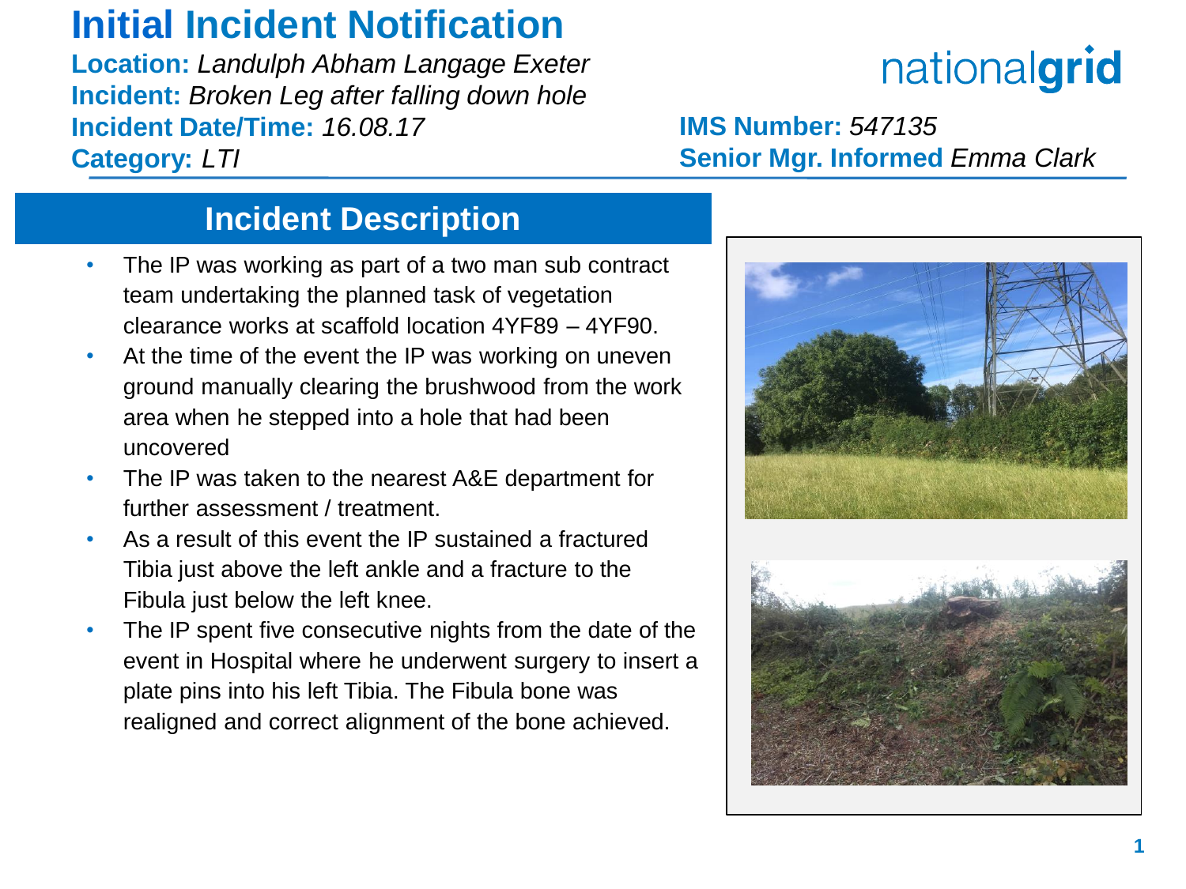# Initial Incident Notification

**Location:** *Landulph Abham Langage Exeter*
**Incident:** *Broken Leg after falling down hole*
**Incident Date/Time:** *16.08.17*
**Category:** *LTI*

nationalgrid

**IMS Number:** *547135*
**Senior Mgr. Informed** *Emma Clark*

## Incident Description

- The IP was working as part of a two man sub contract team undertaking the planned task of vegetation clearance works at scaffold location 4YF89 – 4YF90.
- At the time of the event the IP was working on uneven ground manually clearing the brushwood from the work area when he stepped into a hole that had been uncovered
- The IP was taken to the nearest A&E department for further assessment / treatment.
- As a result of this event the IP sustained a fractured Tibia just above the left ankle and a fracture to the Fibula just below the left knee.
- The IP spent five consecutive nights from the date of the event in Hospital where he underwent surgery to insert a plate pins into his left Tibia. The Fibula bone was realigned and correct alignment of the bone achieved.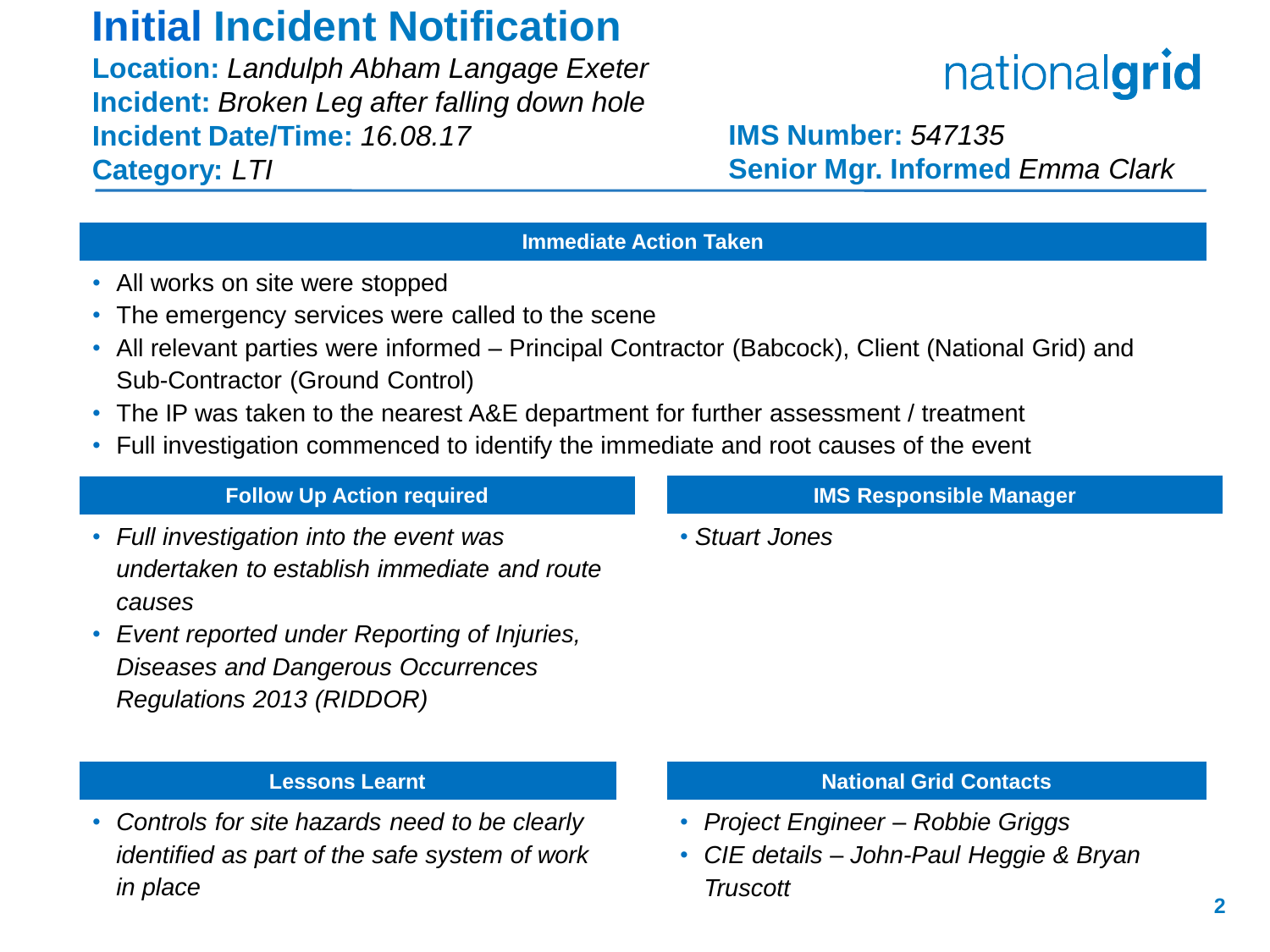# Initial Incident Notification

**Location:** *Landulph Abham Langage Exeter*
**Incident:** *Broken Leg after falling down hole*
**Incident Date/Time:** *16.08.17*
**Category:** *LTI*

nationalgrid

**IMS Number:** *547135*
**Senior Mgr. Informed** *Emma Clark*

## Immediate Action Taken

- All works on site were stopped
- The emergency services were called to the scene
- All relevant parties were informed – Principal Contractor (Babcock), Client (National Grid) and Sub-Contractor (Ground Control)
- The IP was taken to the nearest A&E department for further assessment / treatment
- Full investigation commenced to identify the immediate and root causes of the event

## Follow Up Action required

- *Full investigation into the event was undertaken to establish immediate and route causes*
- *Event reported under Reporting of Injuries, Diseases and Dangerous Occurrences Regulations 2013 (RIDDOR)*

## IMS Responsible Manager

- *Stuart Jones*

## Lessons Learnt

- *Controls for site hazards need to be clearly identified as part of the safe system of work in place*

## National Grid Contacts

- *Project Engineer – Robbie Griggs*
- *CIE details – John-Paul Heggie & Bryan Truscott*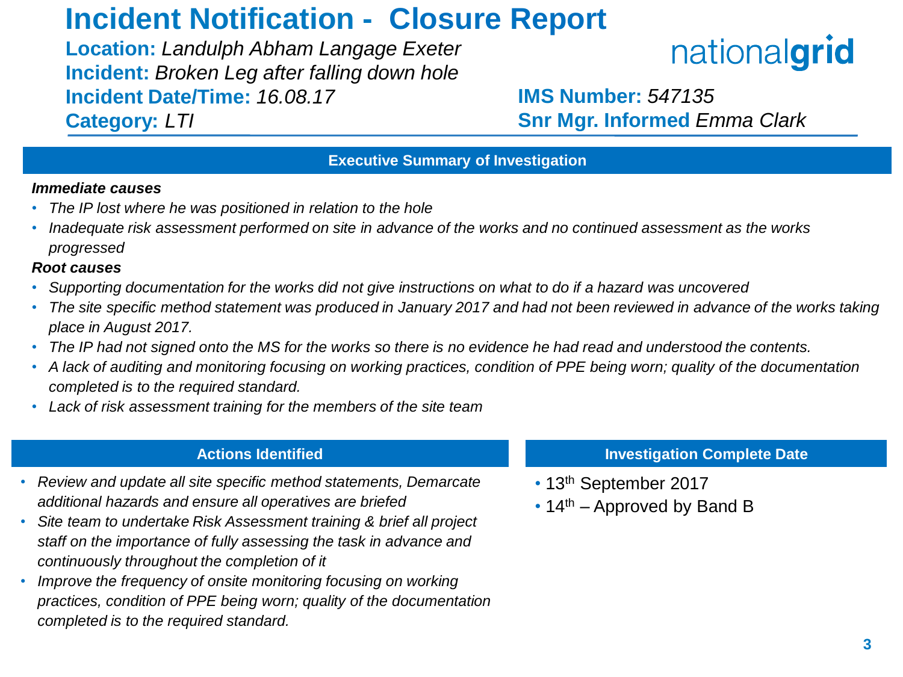# Incident Notification - Closure Report

**Location:** *Landulph Abham Langage Exeter*
**Incident:** *Broken Leg after falling down hole*
**Incident Date/Time:** *16.08.17*
**Category:** *LTI*

nationalgrid

**IMS Number:** *547135*
**Snr Mgr. Informed** *Emma Clark*

## Executive Summary of Investigation

***Immediate causes***

- *The IP lost where he was positioned in relation to the hole*
- *Inadequate risk assessment performed on site in advance of the works and no continued assessment as the works progressed*

***Root causes***

- *Supporting documentation for the works did not give instructions on what to do if a hazard was uncovered*
- *The site specific method statement was produced in January 2017 and had not been reviewed in advance of the works taking place in August 2017.*
- *The IP had not signed onto the MS for the works so there is no evidence he had read and understood the contents.*
- *A lack of auditing and monitoring focusing on working practices, condition of PPE being worn; quality of the documentation completed is to the required standard.*
- *Lack of risk assessment training for the members of the site team*

## Actions Identified

- *Review and update all site specific method statements, Demarcate additional hazards and ensure all operatives are briefed*
- *Site team to undertake Risk Assessment training & brief all project staff on the importance of fully assessing the task in advance and continuously throughout the completion of it*
- *Improve the frequency of onsite monitoring focusing on working practices, condition of PPE being worn; quality of the documentation completed is to the required standard.*

## Investigation Complete Date

- 13th September 2017
- 14th – Approved by Band B